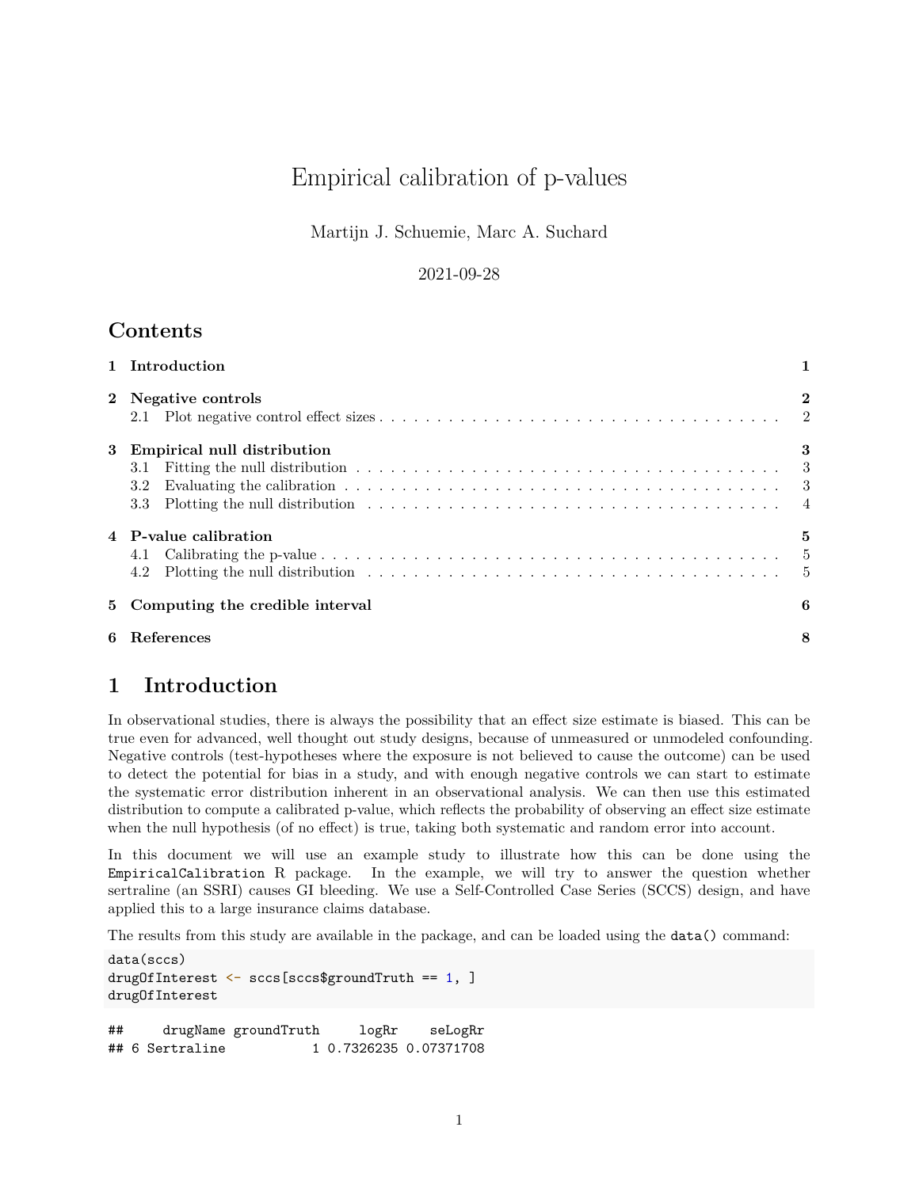# Empirical calibration of p-values

Martijn J. Schuemie, Marc A. Suchard

2021-09-28

## Contents

| | | |
|---|---|---|
| **1** | **Introduction** | **1** |
| **2** | **Negative controls** | **2** |
| 2.1 | Plot negative control effect sizes | 2 |
| **3** | **Empirical null distribution** | **3** |
| 3.1 | Fitting the null distribution | 3 |
| 3.2 | Evaluating the calibration | 3 |
| 3.3 | Plotting the null distribution | 4 |
| **4** | **P-value calibration** | **5** |
| 4.1 | Calibrating the p-value | 5 |
| 4.2 | Plotting the null distribution | 5 |
| **5** | **Computing the credible interval** | **6** |
| **6** | **References** | **8** |

## 1 Introduction

In observational studies, there is always the possibility that an effect size estimate is biased. This can be true even for advanced, well thought out study designs, because of unmeasured or unmodeled confounding. Negative controls (test-hypotheses where the exposure is not believed to cause the outcome) can be used to detect the potential for bias in a study, and with enough negative controls we can start to estimate the systematic error distribution inherent in an observational analysis. We can then use this estimated distribution to compute a calibrated p-value, which reflects the probability of observing an effect size estimate when the null hypothesis (of no effect) is true, taking both systematic and random error into account.

In this document we will use an example study to illustrate how this can be done using the `EmpiricalCalibration` R package. In the example, we will try to answer the question whether sertraline (an SSRI) causes GI bleeding. We use a Self-Controlled Case Series (SCCS) design, and have applied this to a large insurance claims database.

The results from this study are available in the package, and can be loaded using the `data()` command:

```
data(sccs)
drugOfInterest <- sccs[sccs$groundTruth == 1, ]
drugOfInterest
```

```
##     drugName groundTruth     logRr    seLogRr
## 6 Sertraline           1 0.7326235 0.07371708
```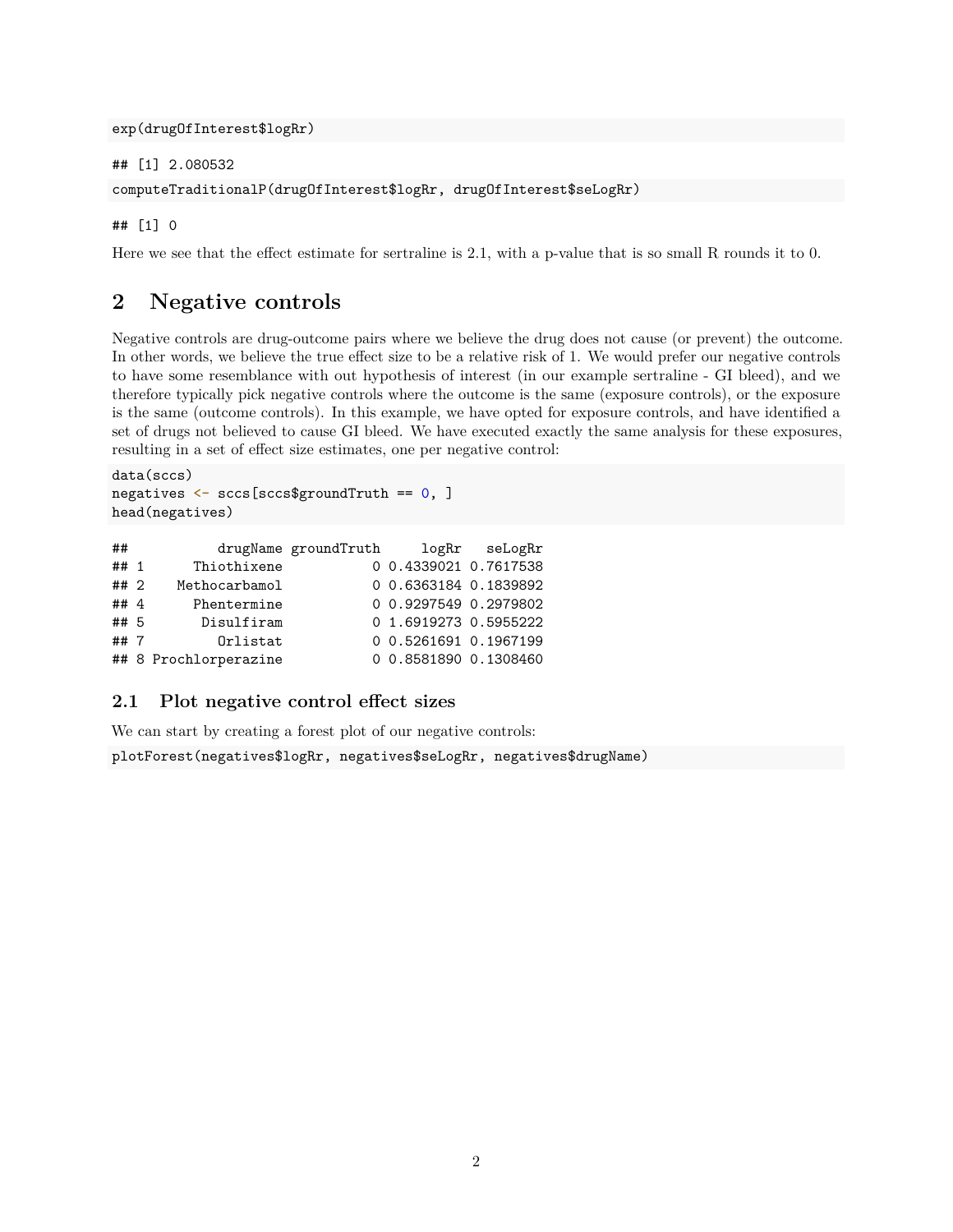```
exp(drugOfInterest$logRr)
```

```
## [1] 2.080532
```

```
computeTraditionalP(drugOfInterest$logRr, drugOfInterest$seLogRr)
```

```
## [1] 0
```

Here we see that the effect estimate for sertraline is 2.1, with a p-value that is so small R rounds it to 0.

# 2 Negative controls

Negative controls are drug-outcome pairs where we believe the drug does not cause (or prevent) the outcome. In other words, we believe the true effect size to be a relative risk of 1. We would prefer our negative controls to have some resemblance with out hypothesis of interest (in our example sertraline - GI bleed), and we therefore typically pick negative controls where the outcome is the same (exposure controls), or the exposure is the same (outcome controls). In this example, we have opted for exposure controls, and have identified a set of drugs not believed to cause GI bleed. We have executed exactly the same analysis for these exposures, resulting in a set of effect size estimates, one per negative control:

```
data(sccs)
negatives <- sccs[sccs$groundTruth == 0, ]
head(negatives)
```

```
##          drugName groundTruth     logRr   seLogRr
## 1      Thiothixene           0 0.4339021 0.7617538
## 2    Methocarbamol           0 0.6363184 0.1839892
## 4      Phentermine           0 0.9297549 0.2979802
## 5       Disulfiram           0 1.6919273 0.5955222
## 7         Orlistat           0 0.5261691 0.1967199
## 8 Prochlorperazine           0 0.8581890 0.1308460
```

## 2.1 Plot negative control effect sizes

We can start by creating a forest plot of our negative controls:

```
plotForest(negatives$logRr, negatives$seLogRr, negatives$drugName)
```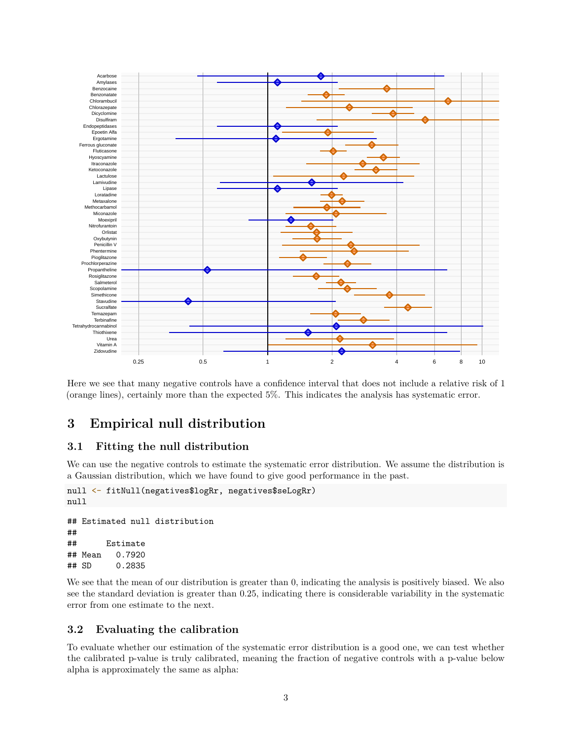Here we see that many negative controls have a confidence interval that does not include a relative risk of 1 (orange lines), certainly more than the expected 5%. This indicates the analysis has systematic error.

# 3 Empirical null distribution

## 3.1 Fitting the null distribution

We can use the negative controls to estimate the systematic error distribution. We assume the distribution is a Gaussian distribution, which we have found to give good performance in the past.

```
null <- fitNull(negatives$logRr, negatives$seLogRr)
null
```

```
## Estimated null distribution
##
##      Estimate
## Mean   0.7920
## SD     0.2835
```

We see that the mean of our distribution is greater than 0, indicating the analysis is positively biased. We also see the standard deviation is greater than 0.25, indicating there is considerable variability in the systematic error from one estimate to the next.

## 3.2 Evaluating the calibration

To evaluate whether our estimation of the systematic error distribution is a good one, we can test whether the calibrated p-value is truly calibrated, meaning the fraction of negative controls with a p-value below alpha is approximately the same as alpha: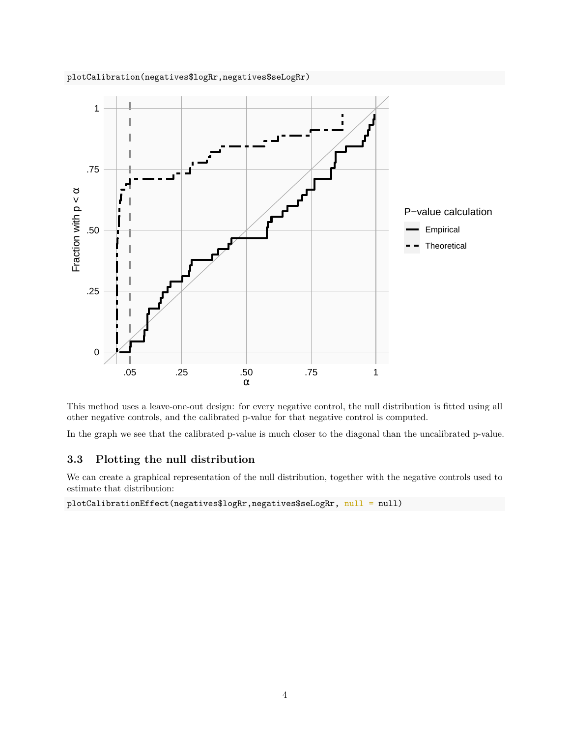```
plotCalibration(negatives$logRr,negatives$seLogRr)
```

This method uses a leave-one-out design: for every negative control, the null distribution is fitted using all other negative controls, and the calibrated p-value for that negative control is computed.

In the graph we see that the calibrated p-value is much closer to the diagonal than the uncalibrated p-value.

### 3.3 Plotting the null distribution

We can create a graphical representation of the null distribution, together with the negative controls used to estimate that distribution:

```
plotCalibrationEffect(negatives$logRr,negatives$seLogRr, null = null)
```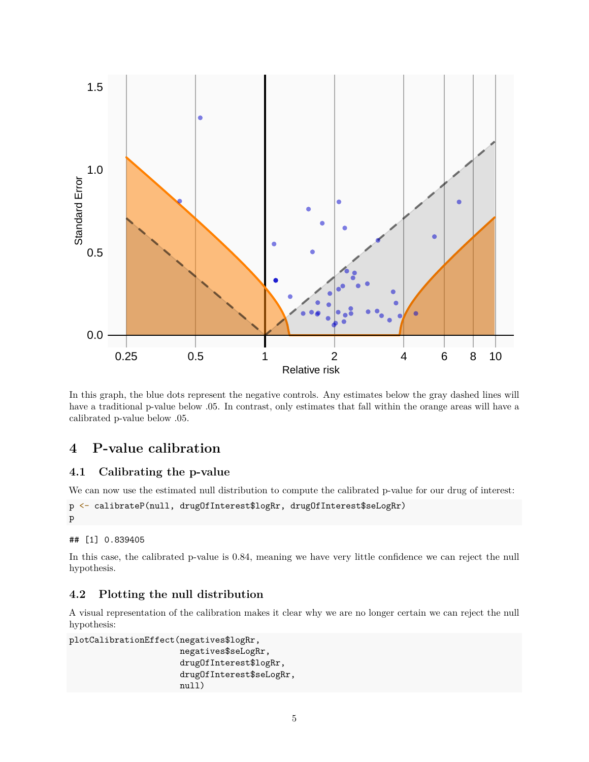In this graph, the blue dots represent the negative controls. Any estimates below the gray dashed lines will have a traditional p-value below .05. In contrast, only estimates that fall within the orange areas will have a calibrated p-value below .05.

# 4 P-value calibration

## 4.1 Calibrating the p-value

We can now use the estimated null distribution to compute the calibrated p-value for our drug of interest:

```
p <- calibrateP(null, drugOfInterest$logRr, drugOfInterest$seLogRr)
p
```

```
## [1] 0.839405
```

In this case, the calibrated p-value is 0.84, meaning we have very little confidence we can reject the null hypothesis.

## 4.2 Plotting the null distribution

A visual representation of the calibration makes it clear why we are no longer certain we can reject the null hypothesis:

```
plotCalibrationEffect(negatives$logRr,
                      negatives$seLogRr,
                      drugOfInterest$logRr,
                      drugOfInterest$seLogRr,
                      null)
```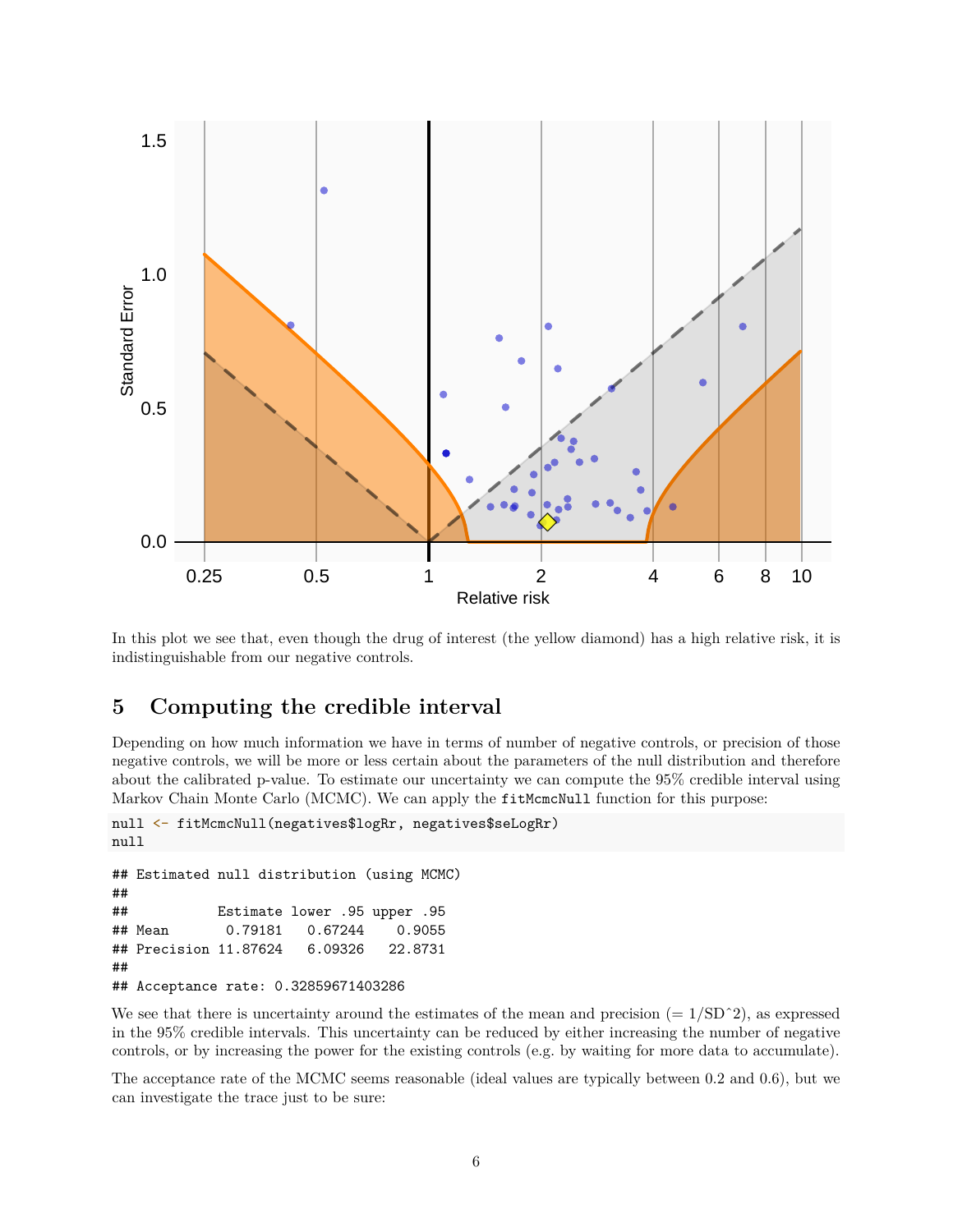In this plot we see that, even though the drug of interest (the yellow diamond) has a high relative risk, it is indistinguishable from our negative controls.

## 5 Computing the credible interval

Depending on how much information we have in terms of number of negative controls, or precision of those negative controls, we will be more or less certain about the parameters of the null distribution and therefore about the calibrated p-value. To estimate our uncertainty we can compute the 95% credible interval using Markov Chain Monte Carlo (MCMC). We can apply the `fitMcmcNull` function for this purpose:

```
null <- fitMcmcNull(negatives$logRr, negatives$seLogRr)
null
```

```
## Estimated null distribution (using MCMC)
##
##           Estimate lower .95 upper .95
## Mean       0.79181   0.67244    0.9055
## Precision 11.87624   6.09326   22.8731
##
## Acceptance rate: 0.32859671403286
```

We see that there is uncertainty around the estimates of the mean and precision (= 1/SD^2), as expressed in the 95% credible intervals. This uncertainty can be reduced by either increasing the number of negative controls, or by increasing the power for the existing controls (e.g. by waiting for more data to accumulate).

The acceptance rate of the MCMC seems reasonable (ideal values are typically between 0.2 and 0.6), but we can investigate the trace just to be sure: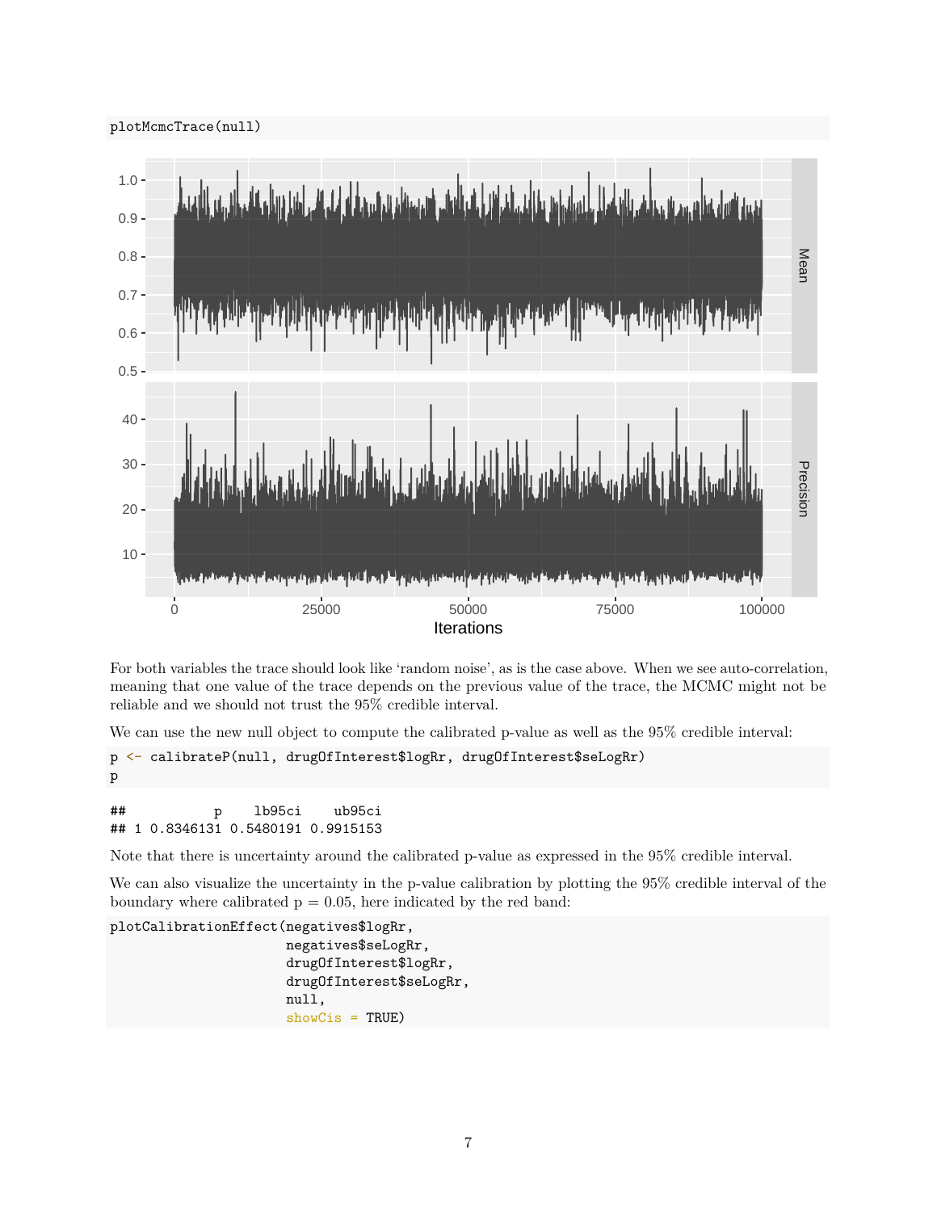```
plotMcmcTrace(null)
```

For both variables the trace should look like 'random noise', as is the case above. When we see auto-correlation, meaning that one value of the trace depends on the previous value of the trace, the MCMC might not be reliable and we should not trust the 95% credible interval.

We can use the new null object to compute the calibrated p-value as well as the 95% credible interval:

```
p <- calibrateP(null, drugOfInterest$logRr, drugOfInterest$seLogRr)
p
```

```
##           p    lb95ci    ub95ci
## 1 0.8346131 0.5480191 0.9915153
```

Note that there is uncertainty around the calibrated p-value as expressed in the 95% credible interval.

We can also visualize the uncertainty in the p-value calibration by plotting the 95% credible interval of the boundary where calibrated p = 0.05, here indicated by the red band:

```
plotCalibrationEffect(negatives$logRr,
                      negatives$seLogRr,
                      drugOfInterest$logRr,
                      drugOfInterest$seLogRr,
                      null,
                      showCis = TRUE)
```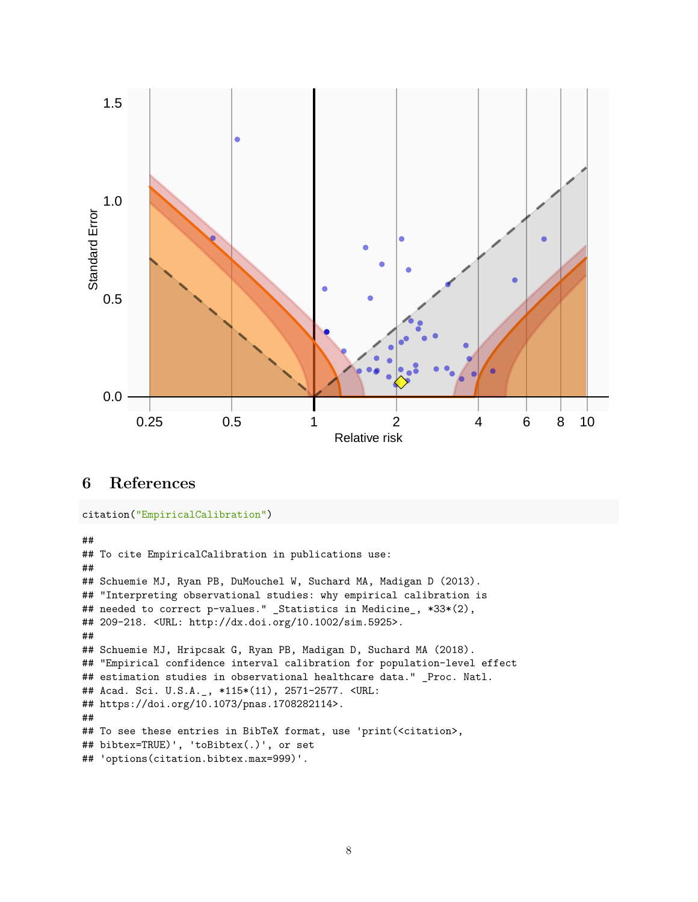1.5

1.0

0.5

0.0

Standard Error

0.25

0.5

1

2

4

6

8

10

Relative risk

# 6 References

```
citation("EmpiricalCalibration")
```

```
##
## To cite EmpiricalCalibration in publications use:
##
## Schuemie MJ, Ryan PB, DuMouchel W, Suchard MA, Madigan D (2013).
## "Interpreting observational studies: why empirical calibration is
## needed to correct p-values." _Statistics in Medicine_, *33*(2),
## 209-218. <URL: http://dx.doi.org/10.1002/sim.5925>.
##
## Schuemie MJ, Hripcsak G, Ryan PB, Madigan D, Suchard MA (2018).
## "Empirical confidence interval calibration for population-level effect
## estimation studies in observational healthcare data." _Proc. Natl.
## Acad. Sci. U.S.A._, *115*(11), 2571-2577. <URL:
## https://doi.org/10.1073/pnas.1708282114>.
##
## To see these entries in BibTeX format, use 'print(<citation>,
## bibtex=TRUE)', 'toBibtex(.)', or set
## 'options(citation.bibtex.max=999)'.
```